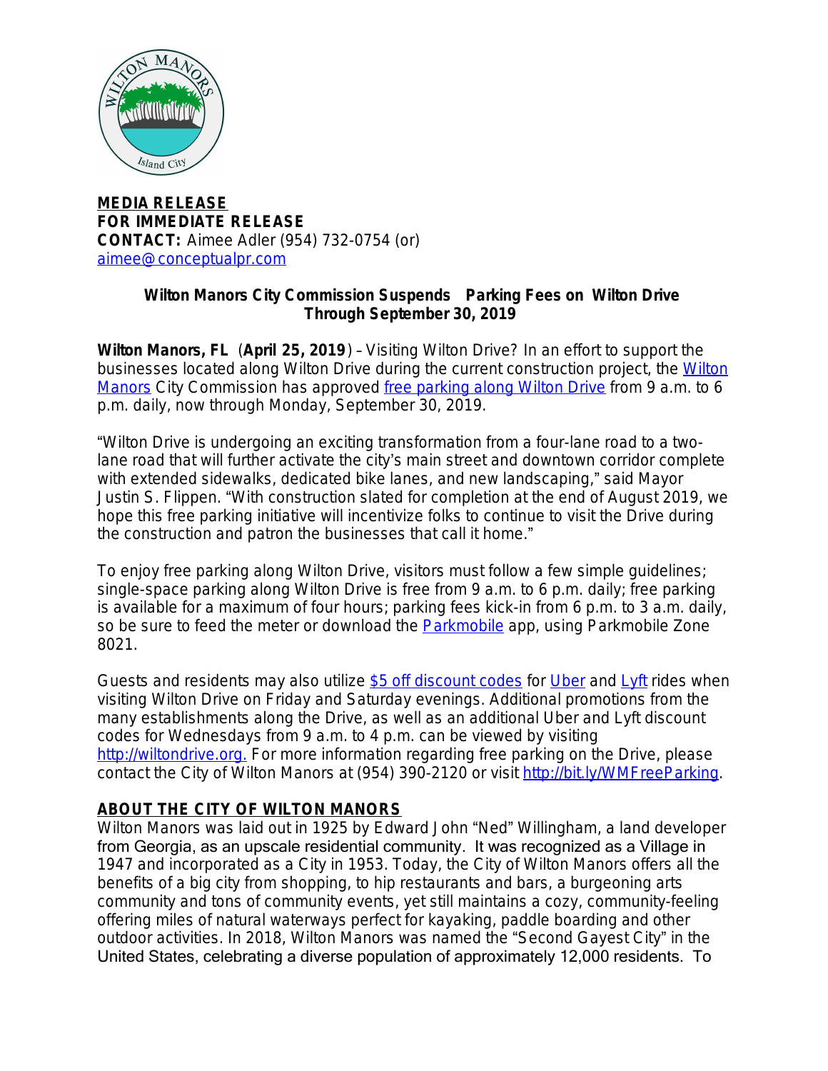**MEDIA RELEASE**
**FOR IMMEDIATE RELEASE**
**CONTACT:** Aimee Adler (954) 732-0754 (or) aimee@conceptualpr.com

## Wilton Manors City Commission Suspends Parking Fees on Wilton Drive Through September 30, 2019

**Wilton Manors, FL** (**April 25, 2019**) – Visiting Wilton Drive? In an effort to support the businesses located along Wilton Drive during the current construction project, the Wilton Manors City Commission has approved free parking along Wilton Drive from 9 a.m. to 6 p.m. daily, now through Monday, September 30, 2019.

"Wilton Drive is undergoing an exciting transformation from a four-lane road to a two-lane road that will further activate the city's main street and downtown corridor complete with extended sidewalks, dedicated bike lanes, and new landscaping," said Mayor Justin S. Flippen. "With construction slated for completion at the end of August 2019, we hope this free parking initiative will incentivize folks to continue to visit the Drive during the construction and patron the businesses that call it home."

To enjoy free parking along Wilton Drive, visitors must follow a few simple guidelines; single-space parking along Wilton Drive is free from 9 a.m. to 6 p.m. daily; free parking is available for a maximum of four hours; parking fees kick-in from 6 p.m. to 3 a.m. daily, so be sure to feed the meter or download the Parkmobile app, using Parkmobile Zone 8021.

Guests and residents may also utilize $5 off discount codes for Uber and Lyft rides when visiting Wilton Drive on Friday and Saturday evenings. Additional promotions from the many establishments along the Drive, as well as an additional Uber and Lyft discount codes for Wednesdays from 9 a.m. to 4 p.m. can be viewed by visiting http://wiltondrive.org. For more information regarding free parking on the Drive, please contact the City of Wilton Manors at (954) 390-2120 or visit http://bit.ly/WMFreeParking.

## ABOUT THE CITY OF WILTON MANORS

Wilton Manors was laid out in 1925 by Edward John "Ned" Willingham, a land developer from Georgia, as an upscale residential community. It was recognized as a Village in 1947 and incorporated as a City in 1953. Today, the City of Wilton Manors offers all the benefits of a big city from shopping, to hip restaurants and bars, a burgeoning arts community and tons of community events, yet still maintains a cozy, community-feeling offering miles of natural waterways perfect for kayaking, paddle boarding and other outdoor activities. In 2018, Wilton Manors was named the "Second Gayest City" in the United States, celebrating a diverse population of approximately 12,000 residents. To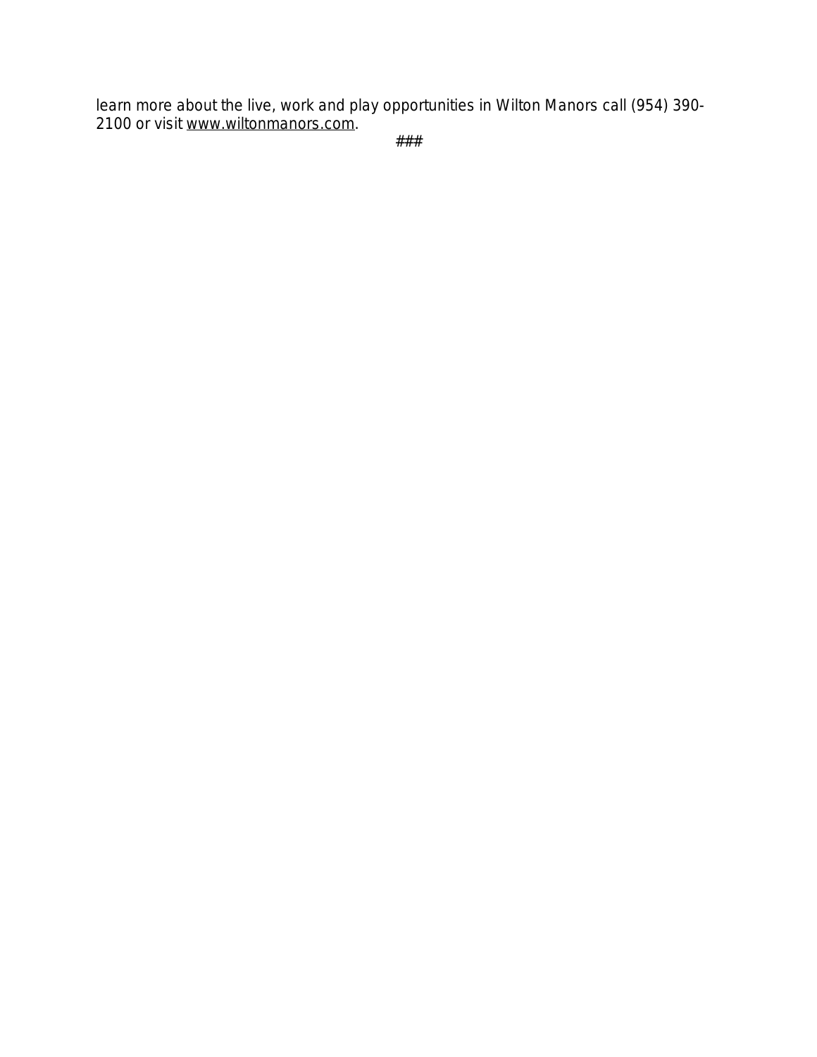learn more about the live, work and play opportunities in Wilton Manors call (954) 390-2100 or visit www.wiltonmanors.com.

###